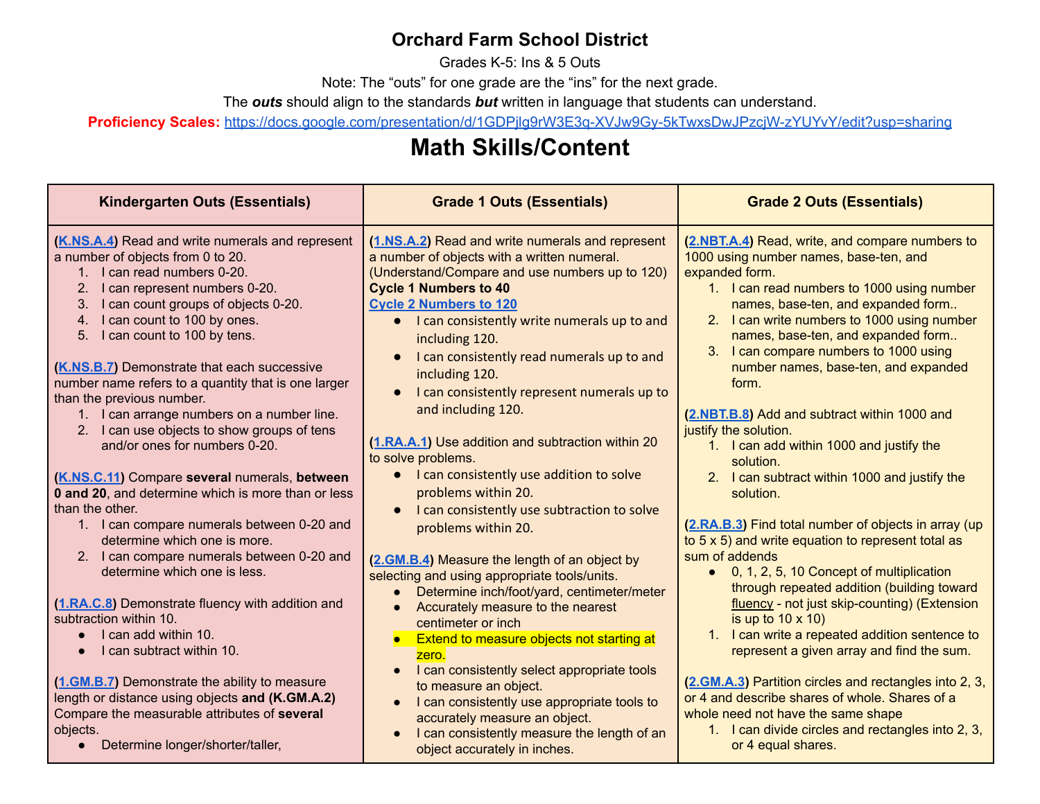# Orchard Farm School District

Grades K-5: Ins & 5 Outs

Note: The "outs" for one grade are the "ins" for the next grade.

The ***outs*** should align to the standards ***but*** written in language that students can understand.

**Proficiency Scales:** https://docs.google.com/presentation/d/1GDPjlg9rW3E3q-XVJw9Gy-5kTwxsDwJPzcjW-zYUYvY/edit?usp=sharing

# Math Skills/Content

| Kindergarten Outs (Essentials) | Grade 1 Outs (Essentials) | Grade 2 Outs (Essentials) |
|---|---|---|
| (**K.NS.A.4**) Read and write numerals and represent a number of objects from 0 to 20.<br>1. I can read numbers 0-20.<br>2. I can represent numbers 0-20.<br>3. I can count groups of objects 0-20.<br>4. I can count to 100 by ones.<br>5. I can count to 100 by tens.<br><br>(**K.NS.B.7**) Demonstrate that each successive number name refers to a quantity that is one larger than the previous number.<br>1. I can arrange numbers on a number line.<br>2. I can use objects to show groups of tens and/or ones for numbers 0-20.<br><br>(**K.NS.C.11**) Compare **several** numerals, **between 0 and 20**, and determine which is more than or less than the other.<br>1. I can compare numerals between 0-20 and determine which one is more.<br>2. I can compare numerals between 0-20 and determine which one is less.<br><br>(**1.RA.C.8**) Demonstrate fluency with addition and subtraction within 10.<br>• I can add within 10.<br>• I can subtract within 10.<br><br>(**1.GM.B.7**) Demonstrate the ability to measure length or distance using objects **and (K.GM.A.2)** Compare the measurable attributes of **several** objects.<br>• Determine longer/shorter/taller, | (**1.NS.A.2**) Read and write numerals and represent a number of objects with a written numeral. (Understand/Compare and use numbers up to 120)<br>**Cycle 1 Numbers to 40**<br>**Cycle 2 Numbers to 120**<br>• I can consistently write numerals up to and including 120.<br>• I can consistently read numerals up to and including 120.<br>• I can consistently represent numerals up to and including 120.<br><br>(**1.RA.A.1**) Use addition and subtraction within 20 to solve problems.<br>• I can consistently use addition to solve problems within 20.<br>• I can consistently use subtraction to solve problems within 20.<br><br>(**2.GM.B.4**) Measure the length of an object by selecting and using appropriate tools/units.<br>• Determine inch/foot/yard, centimeter/meter<br>• Accurately measure to the nearest centimeter or inch<br>• Extend to measure objects not starting at zero.<br>• I can consistently select appropriate tools to measure an object.<br>• I can consistently use appropriate tools to accurately measure an object.<br>• I can consistently measure the length of an object accurately in inches. | (**2.NBT.A.4**) Read, write, and compare numbers to 1000 using number names, base-ten, and expanded form.<br>1. I can read numbers to 1000 using number names, base-ten, and expanded form..<br>2. I can write numbers to 1000 using number names, base-ten, and expanded form..<br>3. I can compare numbers to 1000 using number names, base-ten, and expanded form.<br><br>(**2.NBT.B.8**) Add and subtract within 1000 and justify the solution.<br>1. I can add within 1000 and justify the solution.<br>2. I can subtract within 1000 and justify the solution.<br><br>(**2.RA.B.3**) Find total number of objects in array (up to 5 x 5) and write equation to represent total as sum of addends<br>• 0, 1, 2, 5, 10 Concept of multiplication through repeated addition (building toward fluency - not just skip-counting) (Extension is up to 10 x 10)<br>1. I can write a repeated addition sentence to represent a given array and find the sum.<br><br>(**2.GM.A.3**) Partition circles and rectangles into 2, 3, or 4 and describe shares of whole. Shares of a whole need not have the same shape<br>1. I can divide circles and rectangles into 2, 3, or 4 equal shares. |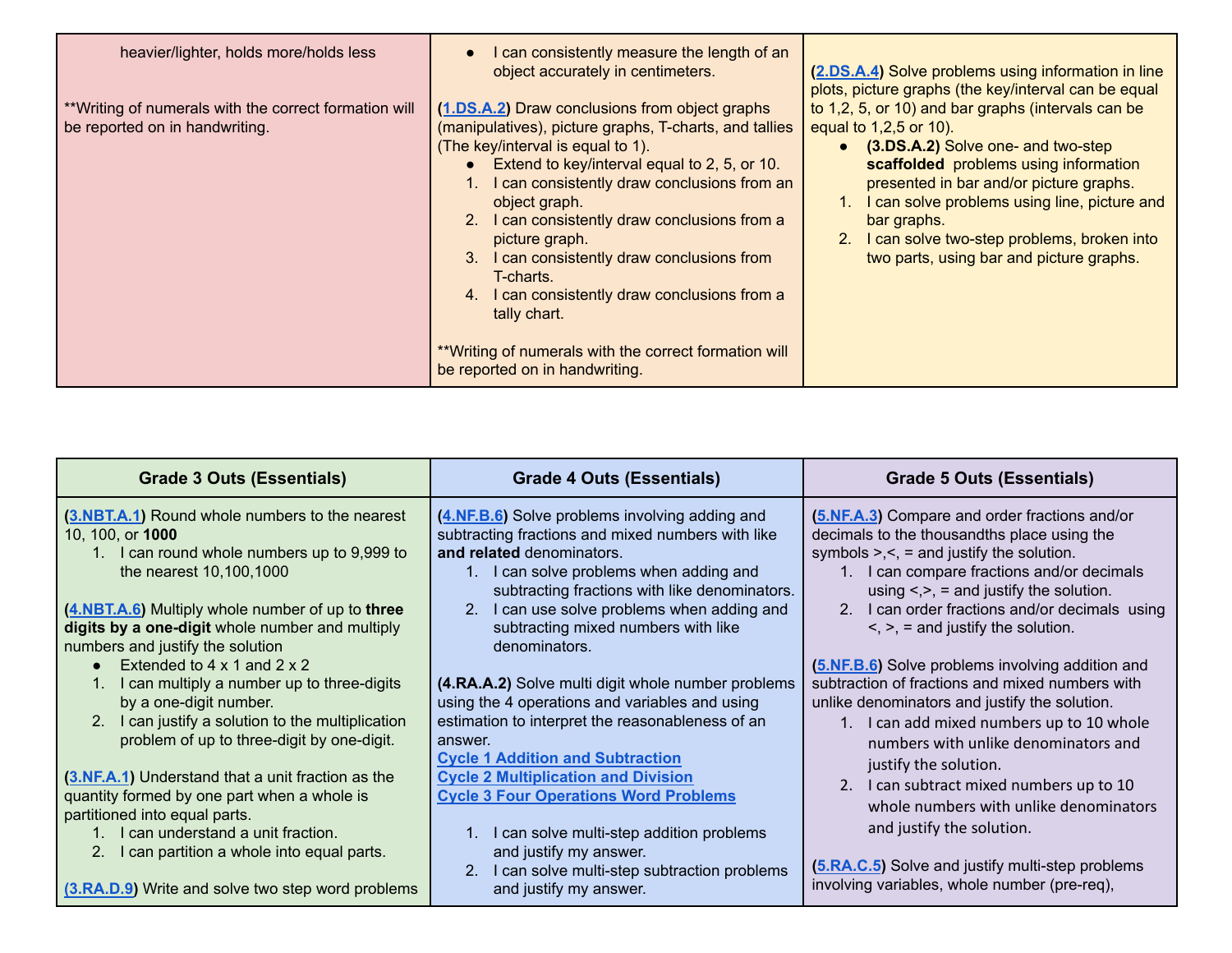| | | |
|---|---|---|
| heavier/lighter, holds more/holds less<br><br>**Writing of numerals with the correct formation will be reported on in handwriting. | • I can consistently measure the length of an object accurately in centimeters.<br><br>(**1.DS.A.2**) Draw conclusions from object graphs (manipulatives), picture graphs, T-charts, and tallies (The key/interval is equal to 1).<br>• Extend to key/interval equal to 2, 5, or 10.<br>1. I can consistently draw conclusions from an object graph.<br>2. I can consistently draw conclusions from a picture graph.<br>3. I can consistently draw conclusions from T-charts.<br>4. I can consistently draw conclusions from a tally chart.<br><br>**Writing of numerals with the correct formation will be reported on in handwriting. | (**2.DS.A.4**) Solve problems using information in line plots, picture graphs (the key/interval can be equal to 1,2, 5, or 10) and bar graphs (intervals can be equal to 1,2,5 or 10).<br>• **(3.DS.A.2)** Solve one- and two-step **scaffolded** problems using information presented in bar and/or picture graphs.<br>1. I can solve problems using line, picture and bar graphs.<br>2. I can solve two-step problems, broken into two parts, using bar and picture graphs. |

| Grade 3 Outs (Essentials) | Grade 4 Outs (Essentials) | Grade 5 Outs (Essentials) |
|---|---|---|
| (**3.NBT.A.1**) Round whole numbers to the nearest 10, 100, or **1000**<br>1. I can round whole numbers up to 9,999 to the nearest 10,100,1000<br><br>(**4.NBT.A.6**) Multiply whole number of up to **three digits by a one-digit** whole number and multiply numbers and justify the solution<br>• Extended to 4 x 1 and 2 x 2<br>1. I can multiply a number up to three-digits by a one-digit number.<br>2. I can justify a solution to the multiplication problem of up to three-digit by one-digit.<br><br>(**3.NF.A.1**) Understand that a unit fraction as the quantity formed by one part when a whole is partitioned into equal parts.<br>1. I can understand a unit fraction.<br>2. I can partition a whole into equal parts.<br><br>(**3.RA.D.9**) Write and solve two step word problems | (**4.NF.B.6**) Solve problems involving adding and subtracting fractions and mixed numbers with like **and related** denominators.<br>1. I can solve problems when adding and subtracting fractions with like denominators.<br>2. I can use solve problems when adding and subtracting mixed numbers with like denominators.<br><br>**(4.RA.A.2)** Solve multi digit whole number problems using the 4 operations and variables and using estimation to interpret the reasonableness of an answer.<br>**Cycle 1 Addition and Subtraction**<br>**Cycle 2 Multiplication and Division**<br>**Cycle 3 Four Operations Word Problems**<br><br>1. I can solve multi-step addition problems and justify my answer.<br>2. I can solve multi-step subtraction problems and justify my answer. | (**5.NF.A.3**) Compare and order fractions and/or decimals to the thousandths place using the symbols >,<, = and justify the solution.<br>1. I can compare fractions and/or decimals using <,>, = and justify the solution.<br>2. I can order fractions and/or decimals using <, >, = and justify the solution.<br><br>(**5.NF.B.6**) Solve problems involving addition and subtraction of fractions and mixed numbers with unlike denominators and justify the solution.<br>1. I can add mixed numbers up to 10 whole numbers with unlike denominators and justify the solution.<br>2. I can subtract mixed numbers up to 10 whole numbers with unlike denominators and justify the solution.<br><br>(**5.RA.C.5**) Solve and justify multi-step problems involving variables, whole number (pre-req), |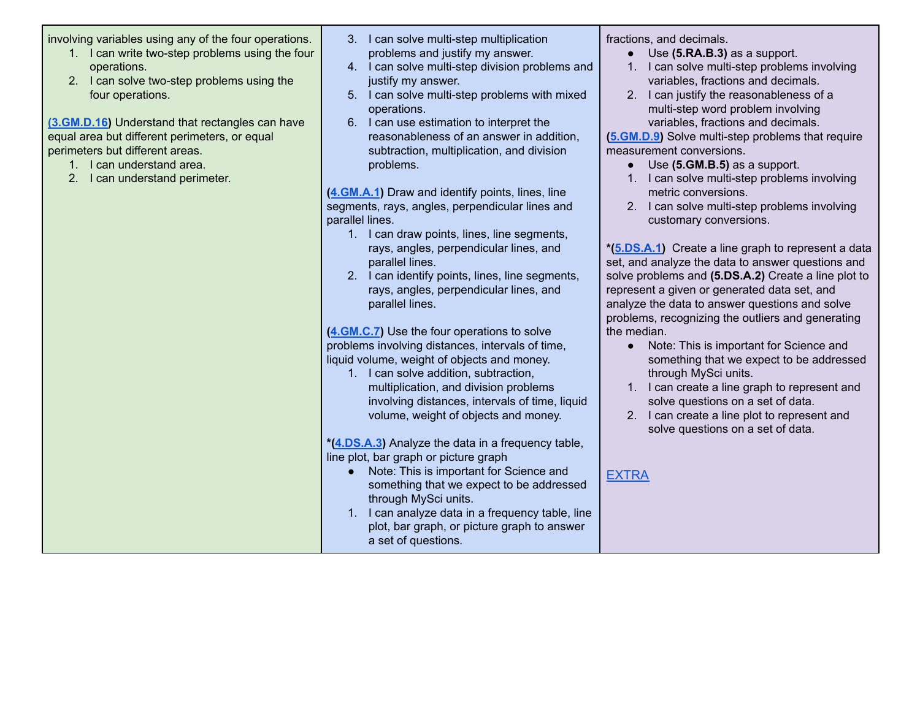| | | |
|---|---|---|
| involving variables using any of the four operations.<br>1. I can write two-step problems using the four operations.<br>2. I can solve two-step problems using the four operations.<br><br>**(3.GM.D.16)** Understand that rectangles can have equal area but different perimeters, or equal perimeters but different areas.<br>1. I can understand area.<br>2. I can understand perimeter. | 3. I can solve multi-step multiplication problems and justify my answer.<br>4. I can solve multi-step division problems and justify my answer.<br>5. I can solve multi-step problems with mixed operations.<br>6. I can use estimation to interpret the reasonableness of an answer in addition, subtraction, multiplication, and division problems.<br><br>**(4.GM.A.1)** Draw and identify points, lines, line segments, rays, angles, perpendicular lines and parallel lines.<br>1. I can draw points, lines, line segments, rays, angles, perpendicular lines, and parallel lines.<br>2. I can identify points, lines, line segments, rays, angles, perpendicular lines, and parallel lines.<br><br>**(4.GM.C.7)** Use the four operations to solve problems involving distances, intervals of time, liquid volume, weight of objects and money.<br>1. I can solve addition, subtraction, multiplication, and division problems involving distances, intervals of time, liquid volume, weight of objects and money.<br><br>***(4.DS.A.3)** Analyze the data in a frequency table, line plot, bar graph or picture graph<br>● Note: This is important for Science and something that we expect to be addressed through MySci units.<br>1. I can analyze data in a frequency table, line plot, bar graph, or picture graph to answer a set of questions. | fractions, and decimals.<br>● Use **(5.RA.B.3)** as a support.<br>1. I can solve multi-step problems involving variables, fractions and decimals.<br>2. I can justify the reasonableness of a multi-step word problem involving variables, fractions and decimals.<br>**(5.GM.D.9)** Solve multi-step problems that require measurement conversions.<br>● Use **(5.GM.B.5)** as a support.<br>1. I can solve multi-step problems involving metric conversions.<br>2. I can solve multi-step problems involving customary conversions.<br><br>***(5.DS.A.1)** Create a line graph to represent a data set, and analyze the data to answer questions and solve problems and **(5.DS.A.2)** Create a line plot to represent a given or generated data set, and analyze the data to answer questions and solve problems, recognizing the outliers and generating the median.<br>● Note: This is important for Science and something that we expect to be addressed through MySci units.<br>1. I can create a line graph to represent and solve questions on a set of data.<br>2. I can create a line plot to represent and solve questions on a set of data.<br><br>EXTRA |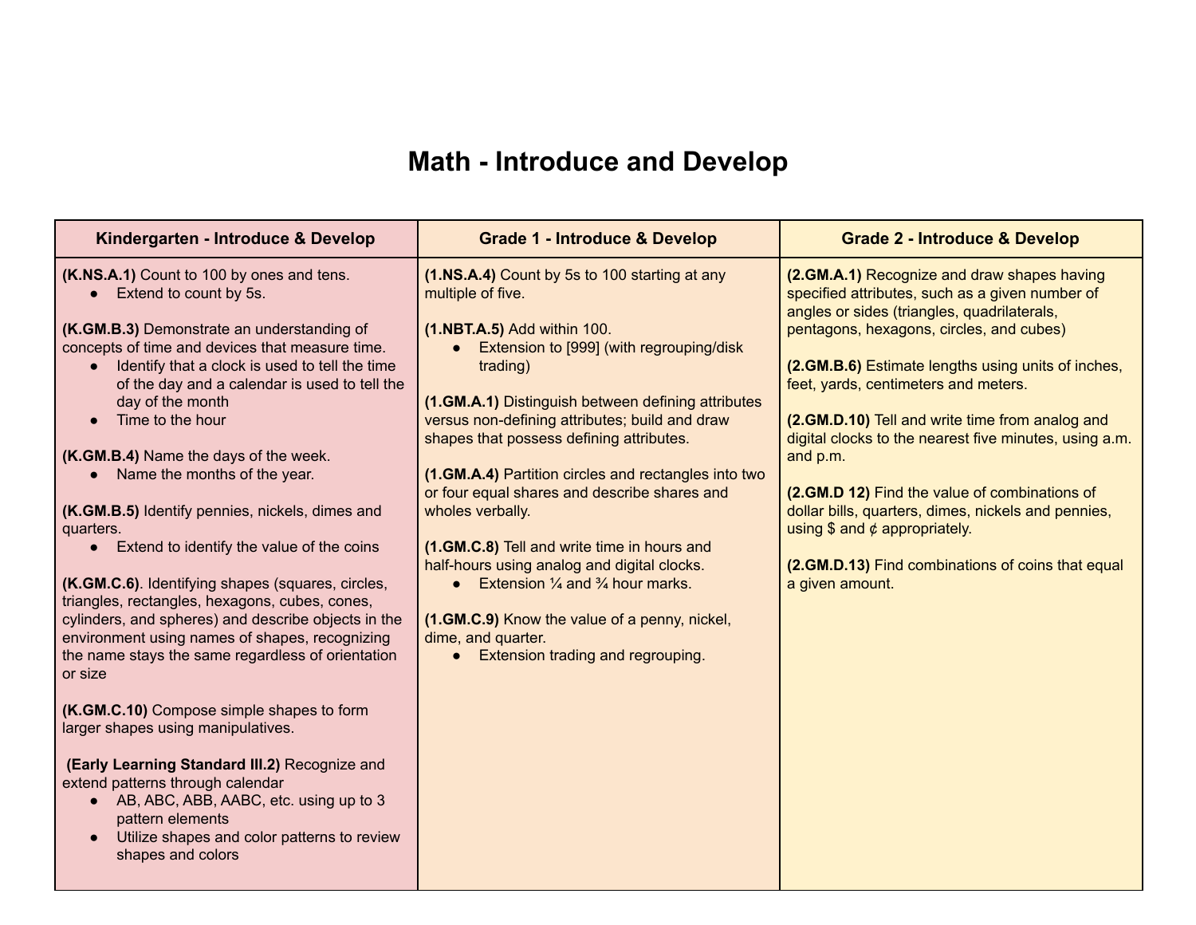# Math - Introduce and Develop

| Kindergarten - Introduce & Develop | Grade 1 - Introduce & Develop | Grade 2 - Introduce & Develop |
|---|---|---|
| **(K.NS.A.1)** Count to 100 by ones and tens.<br>● Extend to count by 5s.<br><br>**(K.GM.B.3)** Demonstrate an understanding of concepts of time and devices that measure time.<br>● Identify that a clock is used to tell the time of the day and a calendar is used to tell the day of the month<br>● Time to the hour<br><br>**(K.GM.B.4)** Name the days of the week.<br>● Name the months of the year.<br><br>**(K.GM.B.5)** Identify pennies, nickels, dimes and quarters.<br>● Extend to identify the value of the coins<br><br>**(K.GM.C.6)**. Identifying shapes (squares, circles, triangles, rectangles, hexagons, cubes, cones, cylinders, and spheres) and describe objects in the environment using names of shapes, recognizing the name stays the same regardless of orientation or size<br><br>**(K.GM.C.10)** Compose simple shapes to form larger shapes using manipulatives.<br><br>**(Early Learning Standard III.2)** Recognize and extend patterns through calendar<br>● AB, ABC, ABB, AABC, etc. using up to 3 pattern elements<br>● Utilize shapes and color patterns to review shapes and colors | **(1.NS.A.4)** Count by 5s to 100 starting at any multiple of five.<br><br>**(1.NBT.A.5)** Add within 100.<br>● Extension to [999] (with regrouping/disk trading)<br><br>**(1.GM.A.1)** Distinguish between defining attributes versus non-defining attributes; build and draw shapes that possess defining attributes.<br><br>**(1.GM.A.4)** Partition circles and rectangles into two or four equal shares and describe shares and wholes verbally.<br><br>**(1.GM.C.8)** Tell and write time in hours and half-hours using analog and digital clocks.<br>● Extension ¼ and ¾ hour marks.<br><br>**(1.GM.C.9)** Know the value of a penny, nickel, dime, and quarter.<br>● Extension trading and regrouping. | **(2.GM.A.1)** Recognize and draw shapes having specified attributes, such as a given number of angles or sides (triangles, quadrilaterals, pentagons, hexagons, circles, and cubes)<br><br>**(2.GM.B.6)** Estimate lengths using units of inches, feet, yards, centimeters and meters.<br><br>**(2.GM.D.10)** Tell and write time from analog and digital clocks to the nearest five minutes, using a.m. and p.m.<br><br>**(2.GM.D 12)** Find the value of combinations of dollar bills, quarters, dimes, nickels and pennies, using $ and ¢ appropriately.<br><br>**(2.GM.D.13)** Find combinations of coins that equal a given amount. |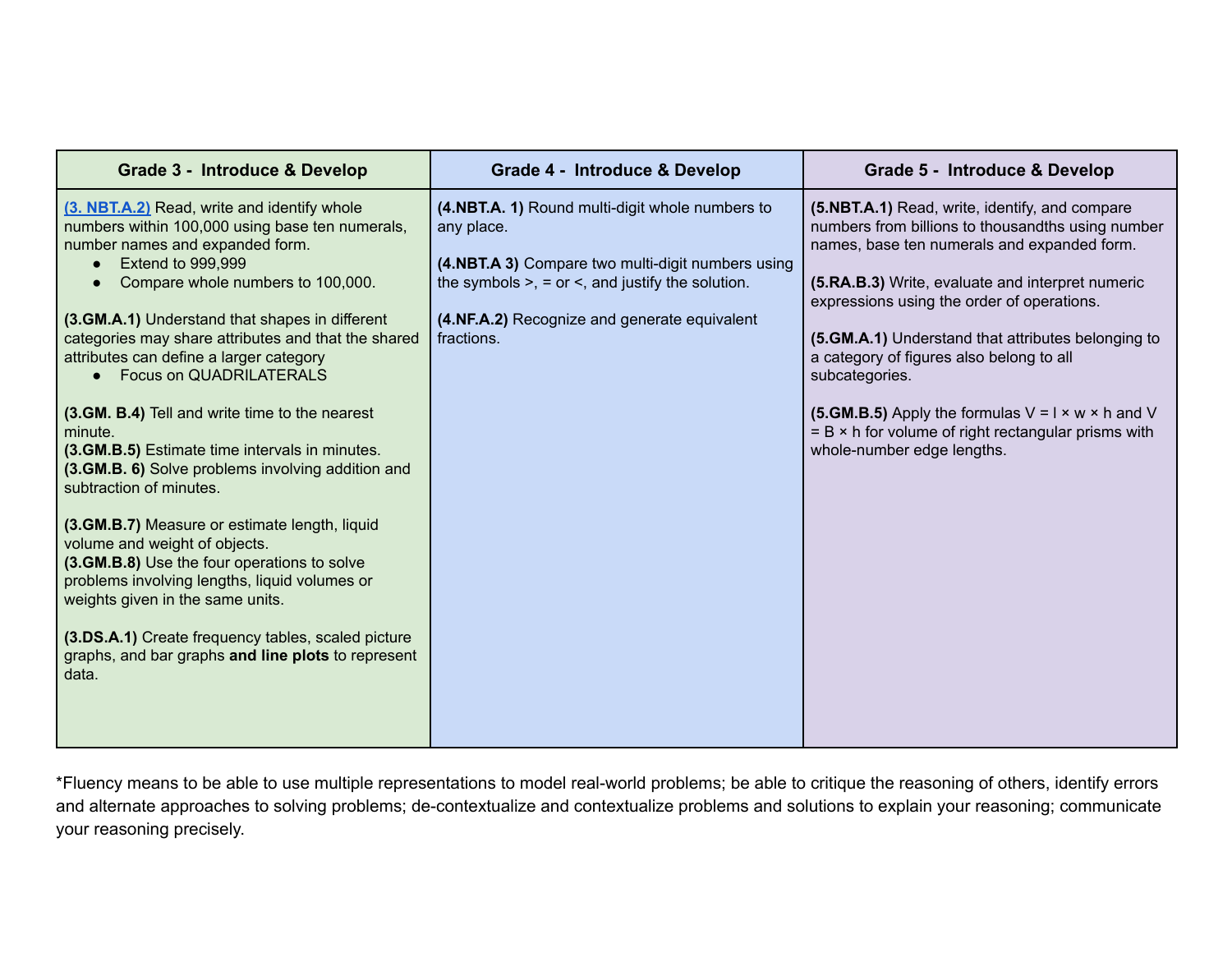| Grade 3 - Introduce & Develop | Grade 4 - Introduce & Develop | Grade 5 - Introduce & Develop |
|---|---|---|
| [(3. NBT.A.2)](#) Read, write and identify whole numbers within 100,000 using base ten numerals, number names and expanded form.<br>• Extend to 999,999<br>• Compare whole numbers to 100,000.<br><br>**(3.GM.A.1)** Understand that shapes in different categories may share attributes and that the shared attributes can define a larger category<br>• Focus on QUADRILATERALS<br><br>**(3.GM. B.4)** Tell and write time to the nearest minute.<br>**(3.GM.B.5)** Estimate time intervals in minutes.<br>**(3.GM.B. 6)** Solve problems involving addition and subtraction of minutes.<br><br>**(3.GM.B.7)** Measure or estimate length, liquid volume and weight of objects.<br>**(3.GM.B.8)** Use the four operations to solve problems involving lengths, liquid volumes or weights given in the same units.<br><br>**(3.DS.A.1)** Create frequency tables, scaled picture graphs, and bar graphs **and line plots** to represent data. | **(4.NBT.A. 1)** Round multi-digit whole numbers to any place.<br><br>**(4.NBT.A 3)** Compare two multi-digit numbers using the symbols >, = or <, and justify the solution.<br><br>**(4.NF.A.2)** Recognize and generate equivalent fractions. | **(5.NBT.A.1)** Read, write, identify, and compare numbers from billions to thousandths using number names, base ten numerals and expanded form.<br><br>**(5.RA.B.3)** Write, evaluate and interpret numeric expressions using the order of operations.<br><br>**(5.GM.A.1)** Understand that attributes belonging to a category of figures also belong to all subcategories.<br><br>**(5.GM.B.5)** Apply the formulas $V = l \times w \times h$ and $V = B \times h$ for volume of right rectangular prisms with whole-number edge lengths. |

*Fluency means to be able to use multiple representations to model real-world problems; be able to critique the reasoning of others, identify errors and alternate approaches to solving problems; de-contextualize and contextualize problems and solutions to explain your reasoning; communicate your reasoning precisely.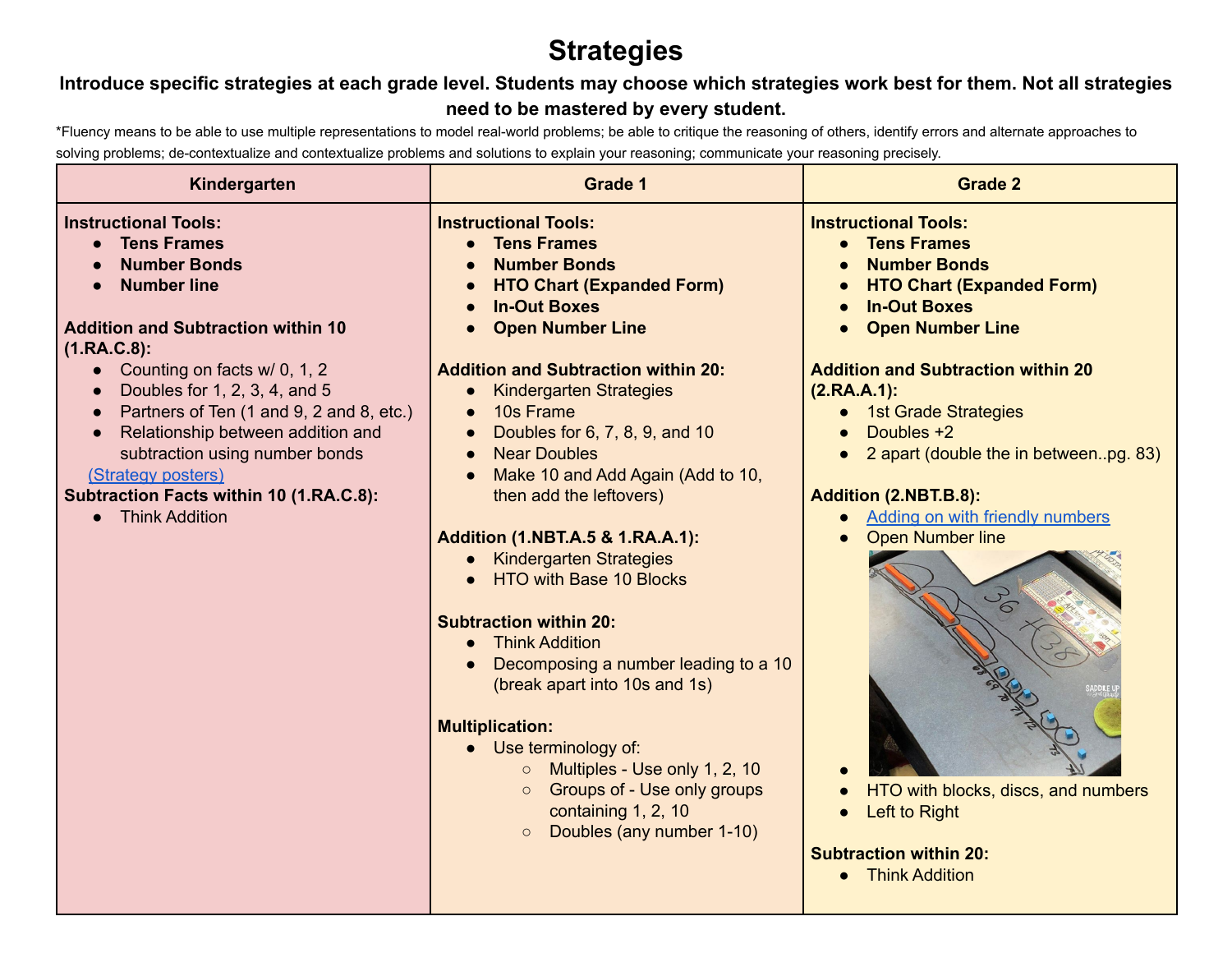# Strategies

**Introduce specific strategies at each grade level. Students may choose which strategies work best for them. Not all strategies need to be mastered by every student.**

*Fluency means to be able to use multiple representations to model real-world problems; be able to critique the reasoning of others, identify errors and alternate approaches to solving problems; de-contextualize and contextualize problems and solutions to explain your reasoning; communicate your reasoning precisely.

| Kindergarten | Grade 1 | Grade 2 |
|---|---|---|
| **Instructional Tools:**<br>● **Tens Frames**<br>● **Number Bonds**<br>● **Number line**<br><br>**Addition and Subtraction within 10 (1.RA.C.8):**<br>● Counting on facts w/ 0, 1, 2<br>● Doubles for 1, 2, 3, 4, and 5<br>● Partners of Ten (1 and 9, 2 and 8, etc.)<br>● Relationship between addition and subtraction using number bonds<br>(Strategy posters)<br>**Subtraction Facts within 10 (1.RA.C.8):**<br>● Think Addition | **Instructional Tools:**<br>● **Tens Frames**<br>● **Number Bonds**<br>● **HTO Chart (Expanded Form)**<br>● **In-Out Boxes**<br>● **Open Number Line**<br><br>**Addition and Subtraction within 20:**<br>● Kindergarten Strategies<br>● 10s Frame<br>● Doubles for 6, 7, 8, 9, and 10<br>● Near Doubles<br>● Make 10 and Add Again (Add to 10, then add the leftovers)<br><br>**Addition (1.NBT.A.5 & 1.RA.A.1):**<br>● Kindergarten Strategies<br>● HTO with Base 10 Blocks<br><br>**Subtraction within 20:**<br>● Think Addition<br>● Decomposing a number leading to a 10 (break apart into 10s and 1s)<br><br>**Multiplication:**<br>● Use terminology of:<br>○ Multiples - Use only 1, 2, 10<br>○ Groups of - Use only groups containing 1, 2, 10<br>○ Doubles (any number 1-10) | **Instructional Tools:**<br>● **Tens Frames**<br>● **Number Bonds**<br>● **HTO Chart (Expanded Form)**<br>● **In-Out Boxes**<br>● **Open Number Line**<br><br>**Addition and Subtraction within 20 (2.RA.A.1):**<br>● 1st Grade Strategies<br>● Doubles +2<br>● 2 apart (double the in between..pg. 83)<br><br>**Addition (2.NBT.B.8):**<br>● Adding on with friendly numbers<br>● Open Number line<br>●<br>● HTO with blocks, discs, and numbers<br>● Left to Right<br><br>**Subtraction within 20:**<br>● Think Addition |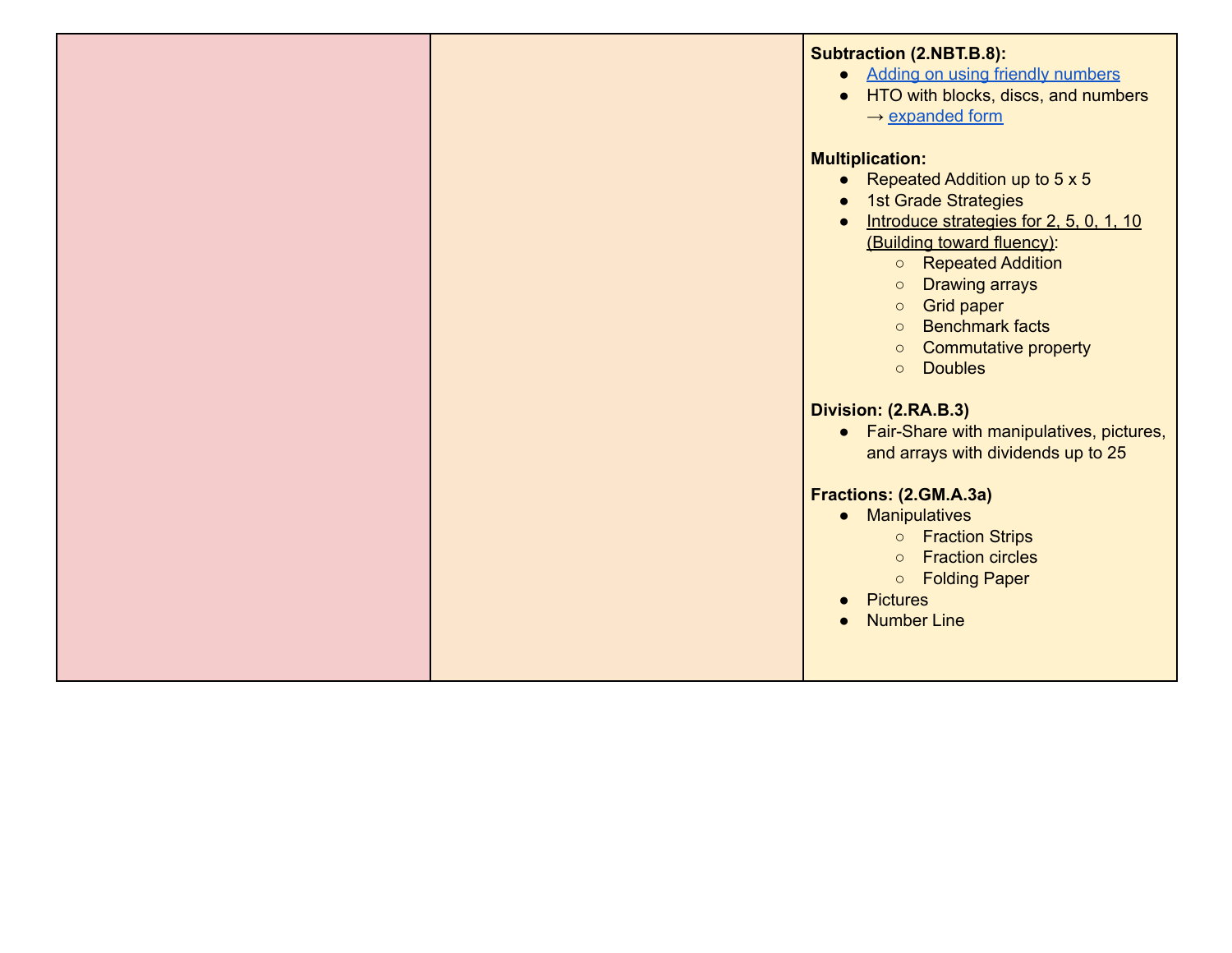| | | |
|---|---|---|
| | | **Subtraction (2.NBT.B.8):**<br>● Adding on using friendly numbers<br>● HTO with blocks, discs, and numbers → expanded form<br><br>**Multiplication:**<br>● Repeated Addition up to 5 x 5<br>● 1st Grade Strategies<br>● Introduce strategies for 2, 5, 0, 1, 10 (Building toward fluency):<br>&nbsp;&nbsp;&nbsp;&nbsp;○ Repeated Addition<br>&nbsp;&nbsp;&nbsp;&nbsp;○ Drawing arrays<br>&nbsp;&nbsp;&nbsp;&nbsp;○ Grid paper<br>&nbsp;&nbsp;&nbsp;&nbsp;○ Benchmark facts<br>&nbsp;&nbsp;&nbsp;&nbsp;○ Commutative property<br>&nbsp;&nbsp;&nbsp;&nbsp;○ Doubles<br><br>**Division: (2.RA.B.3)**<br>● Fair-Share with manipulatives, pictures, and arrays with dividends up to 25<br><br>**Fractions: (2.GM.A.3a)**<br>● Manipulatives<br>&nbsp;&nbsp;&nbsp;&nbsp;○ Fraction Strips<br>&nbsp;&nbsp;&nbsp;&nbsp;○ Fraction circles<br>&nbsp;&nbsp;&nbsp;&nbsp;○ Folding Paper<br>● Pictures<br>● Number Line |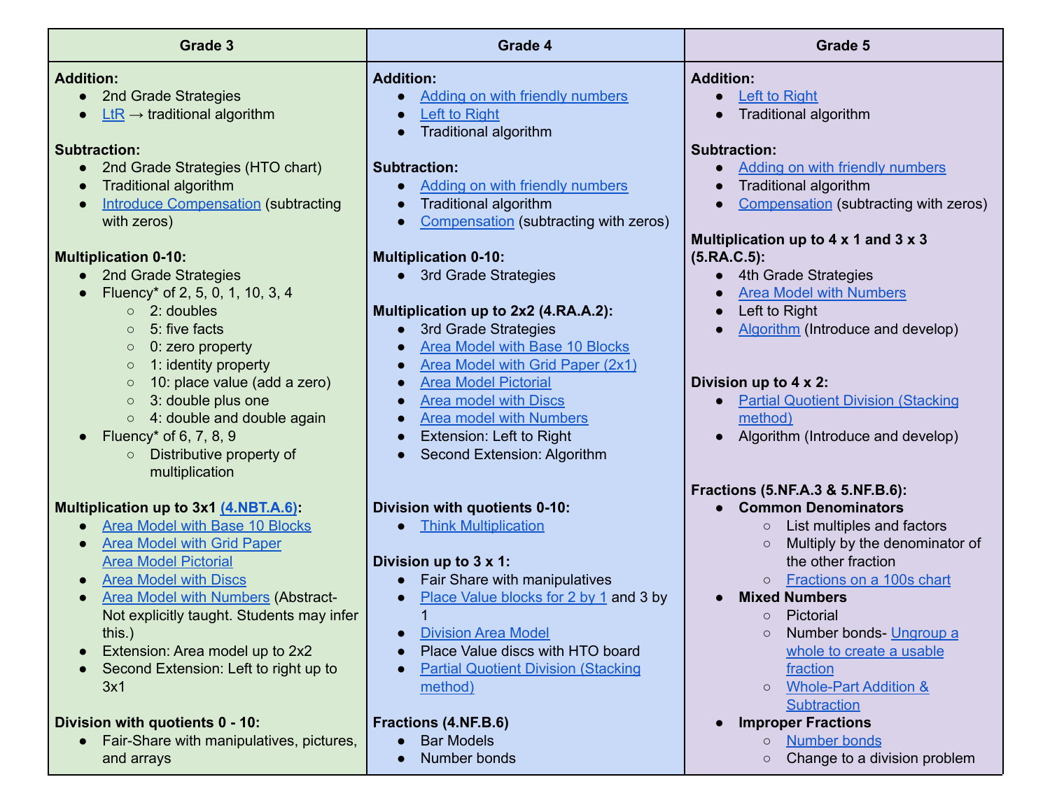| Grade 3 | Grade 4 | Grade 5 |
|---|---|---|
| **Addition:**<br>● 2nd Grade Strategies<br>● LtR → traditional algorithm<br><br>**Subtraction:**<br>● 2nd Grade Strategies (HTO chart)<br>● Traditional algorithm<br>● Introduce Compensation (subtracting with zeros)<br><br>**Multiplication 0-10:**<br>● 2nd Grade Strategies<br>● Fluency* of 2, 5, 0, 1, 10, 3, 4<br>&nbsp;&nbsp;○ 2: doubles<br>&nbsp;&nbsp;○ 5: five facts<br>&nbsp;&nbsp;○ 0: zero property<br>&nbsp;&nbsp;○ 1: identity property<br>&nbsp;&nbsp;○ 10: place value (add a zero)<br>&nbsp;&nbsp;○ 3: double plus one<br>&nbsp;&nbsp;○ 4: double and double again<br>● Fluency* of 6, 7, 8, 9<br>&nbsp;&nbsp;○ Distributive property of multiplication<br><br>**Multiplication up to 3x1 (4.NBT.A.6):**<br>● Area Model with Base 10 Blocks<br>● Area Model with Grid Paper Area Model Pictorial<br>● Area Model with Discs<br>● Area Model with Numbers (Abstract- Not explicitly taught. Students may infer this.)<br>● Extension: Area model up to 2x2<br>● Second Extension: Left to right up to 3x1<br><br>**Division with quotients 0 - 10:**<br>● Fair-Share with manipulatives, pictures, and arrays | **Addition:**<br>● Adding on with friendly numbers<br>● Left to Right<br>● Traditional algorithm<br><br>**Subtraction:**<br>● Adding on with friendly numbers<br>● Traditional algorithm<br>● Compensation (subtracting with zeros)<br><br>**Multiplication 0-10:**<br>● 3rd Grade Strategies<br><br>**Multiplication up to 2x2 (4.RA.A.2):**<br>● 3rd Grade Strategies<br>● Area Model with Base 10 Blocks<br>● Area Model with Grid Paper (2x1)<br>● Area Model Pictorial<br>● Area model with Discs<br>● Area model with Numbers<br>● Extension: Left to Right<br>● Second Extension: Algorithm<br><br>**Division with quotients 0-10:**<br>● Think Multiplication<br><br>**Division up to 3 x 1:**<br>● Fair Share with manipulatives<br>● Place Value blocks for 2 by 1 and 3 by 1<br>● Division Area Model<br>● Place Value discs with HTO board<br>● Partial Quotient Division (Stacking method)<br><br>**Fractions (4.NF.B.6)**<br>● Bar Models<br>● Number bonds | **Addition:**<br>● Left to Right<br>● Traditional algorithm<br><br>**Subtraction:**<br>● Adding on with friendly numbers<br>● Traditional algorithm<br>● Compensation (subtracting with zeros)<br><br>**Multiplication up to 4 x 1 and 3 x 3 (5.RA.C.5):**<br>● 4th Grade Strategies<br>● Area Model with Numbers<br>● Left to Right<br>● Algorithm (Introduce and develop)<br><br>**Division up to 4 x 2:**<br>● Partial Quotient Division (Stacking method)<br>● Algorithm (Introduce and develop)<br><br>**Fractions (5.NF.A.3 & 5.NF.B.6):**<br>● **Common Denominators**<br>&nbsp;&nbsp;○ List multiples and factors<br>&nbsp;&nbsp;○ Multiply by the denominator of the other fraction<br>&nbsp;&nbsp;○ Fractions on a 100s chart<br>● **Mixed Numbers**<br>&nbsp;&nbsp;○ Pictorial<br>&nbsp;&nbsp;○ Number bonds- Ungroup a whole to create a usable fraction<br>&nbsp;&nbsp;○ Whole-Part Addition & Subtraction<br>● **Improper Fractions**<br>&nbsp;&nbsp;○ Number bonds<br>&nbsp;&nbsp;○ Change to a division problem |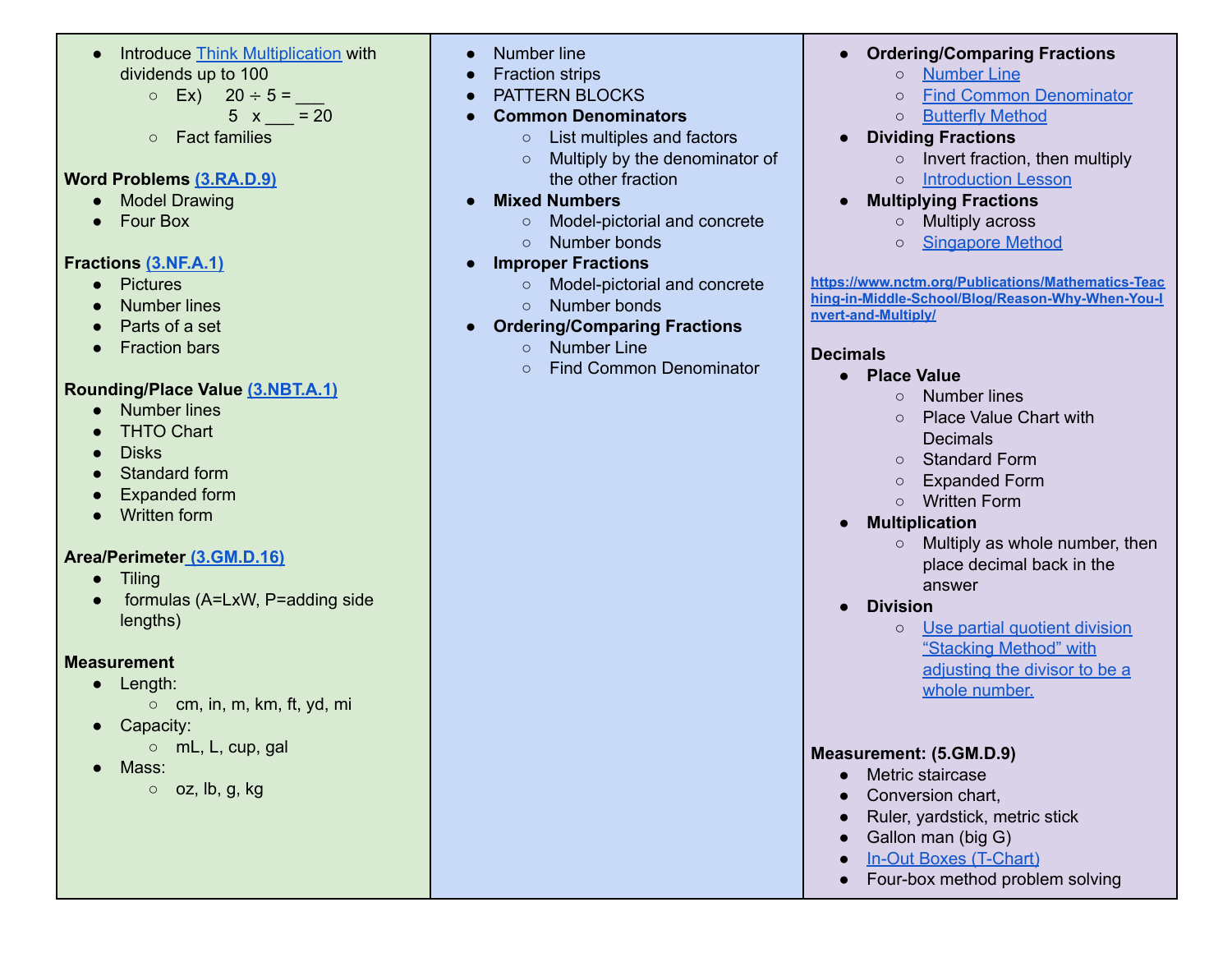- Introduce Think Multiplication with dividends up to 100
  - Ex) 20 ÷ 5 = ___
    5 x ___ = 20
  - Fact families

**Word Problems (3.RA.D.9)**

- Model Drawing
- Four Box

**Fractions (3.NF.A.1)**

- Pictures
- Number lines
- Parts of a set
- Fraction bars

**Rounding/Place Value (3.NBT.A.1)**

- Number lines
- THTO Chart
- Disks
- Standard form
- Expanded form
- Written form

**Area/Perimeter (3.GM.D.16)**

- Tiling
- formulas (A=LxW, P=adding side lengths)

**Measurement**

- Length:
  - cm, in, m, km, ft, yd, mi
- Capacity:
  - mL, L, cup, gal
- Mass:
  - oz, lb, g, kg

---

- Number line
- Fraction strips
- PATTERN BLOCKS
- **Common Denominators**
  - List multiples and factors
  - Multiply by the denominator of the other fraction
- **Mixed Numbers**
  - Model-pictorial and concrete
  - Number bonds
- **Improper Fractions**
  - Model-pictorial and concrete
  - Number bonds
- **Ordering/Comparing Fractions**
  - Number Line
  - Find Common Denominator

---

- **Ordering/Comparing Fractions**
  - Number Line
  - Find Common Denominator
  - Butterfly Method
- **Dividing Fractions**
  - Invert fraction, then multiply
  - Introduction Lesson
- **Multiplying Fractions**
  - Multiply across
  - Singapore Method

**https://www.nctm.org/Publications/Mathematics-Teaching-in-Middle-School/Blog/Reason-Why-When-You-Invert-and-Multiply/**

**Decimals**

- **Place Value**
  - Number lines
  - Place Value Chart with Decimals
  - Standard Form
  - Expanded Form
  - Written Form
- **Multiplication**
  - Multiply as whole number, then place decimal back in the answer
- **Division**
  - Use partial quotient division "Stacking Method" with adjusting the divisor to be a whole number.

**Measurement: (5.GM.D.9)**

- Metric staircase
- Conversion chart,
- Ruler, yardstick, metric stick
- Gallon man (big G)
- In-Out Boxes (T-Chart)
- Four-box method problem solving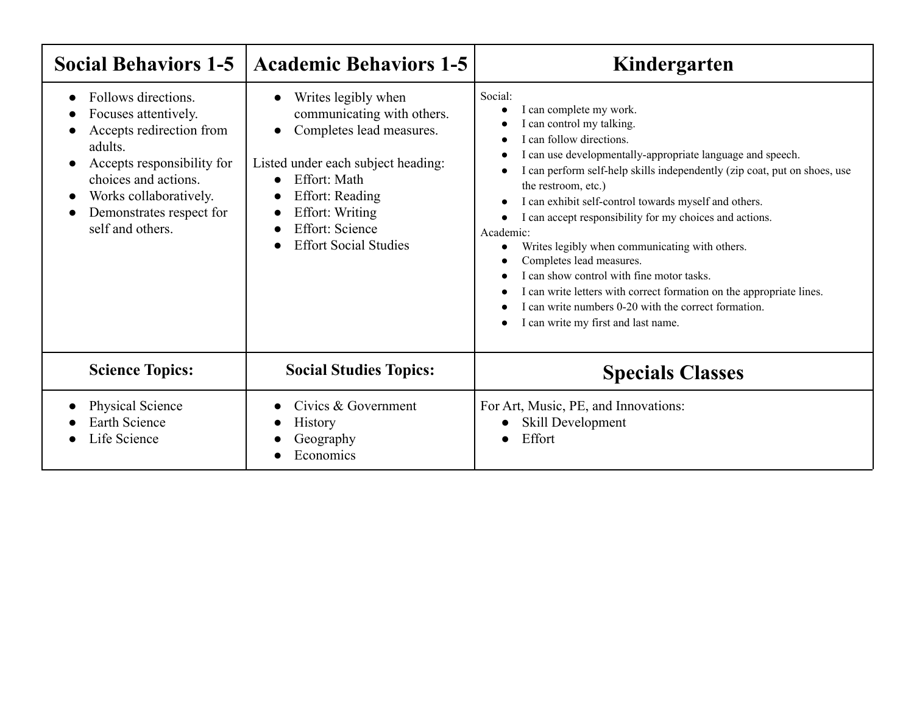| Social Behaviors 1-5 | Academic Behaviors 1-5 | Kindergarten |
|---|---|---|
| • Follows directions.<br>• Focuses attentively.<br>• Accepts redirection from adults.<br>• Accepts responsibility for choices and actions.<br>• Works collaboratively.<br>• Demonstrates respect for self and others. | • Writes legibly when communicating with others.<br>• Completes lead measures.<br><br>Listed under each subject heading:<br>• Effort: Math<br>• Effort: Reading<br>• Effort: Writing<br>• Effort: Science<br>• Effort Social Studies | Social:<br>• I can complete my work.<br>• I can control my talking.<br>• I can follow directions.<br>• I can use developmentally-appropriate language and speech.<br>• I can perform self-help skills independently (zip coat, put on shoes, use the restroom, etc.)<br>• I can exhibit self-control towards myself and others.<br>• I can accept responsibility for my choices and actions.<br>Academic:<br>• Writes legibly when communicating with others.<br>• Completes lead measures.<br>• I can show control with fine motor tasks.<br>• I can write letters with correct formation on the appropriate lines.<br>• I can write numbers 0-20 with the correct formation.<br>• I can write my first and last name. |
| **Science Topics:** | **Social Studies Topics:** | **Specials Classes** |
| • Physical Science<br>• Earth Science<br>• Life Science | • Civics & Government<br>• History<br>• Geography<br>• Economics | For Art, Music, PE, and Innovations:<br>• Skill Development<br>• Effort |